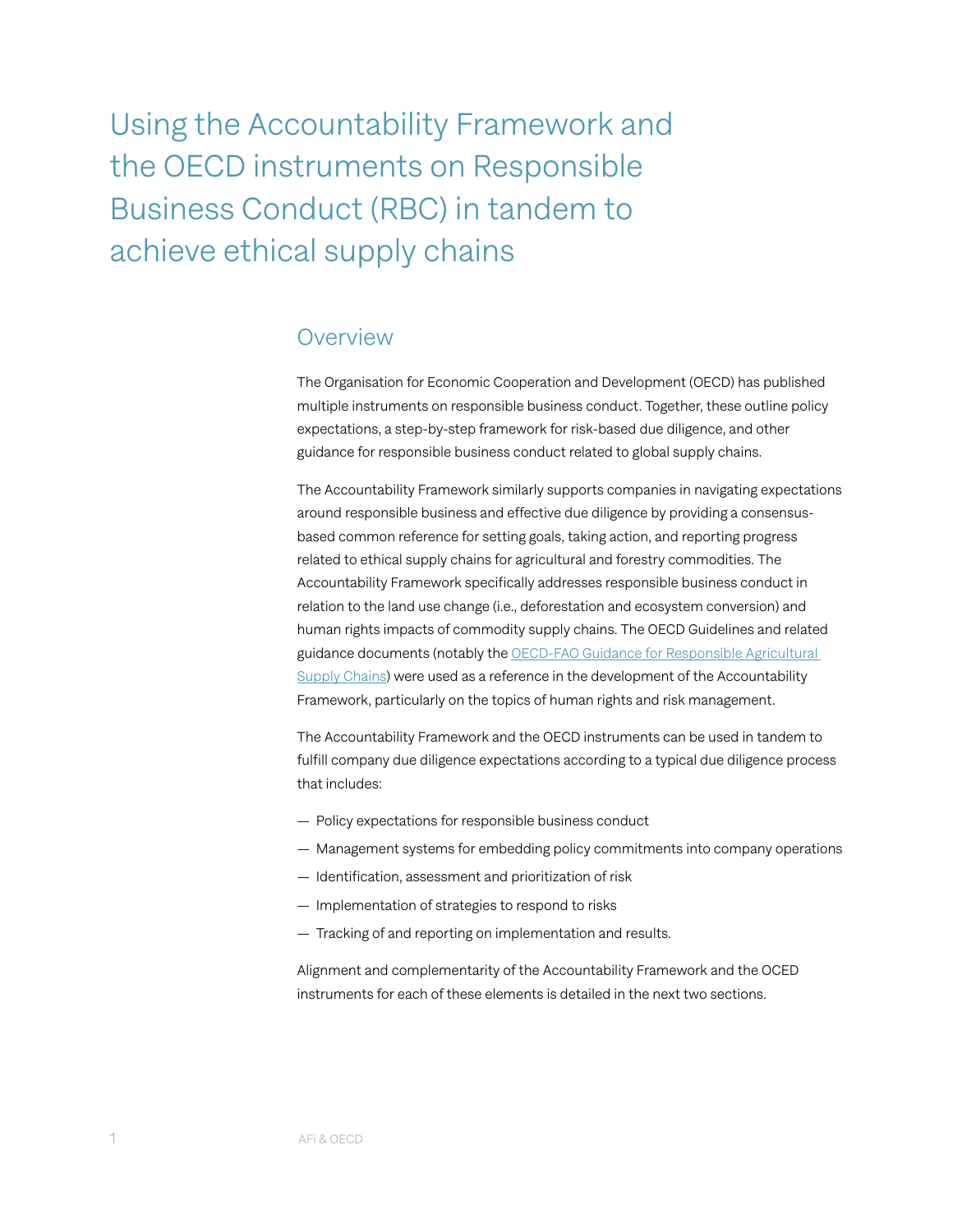# Using the Accountability Framework and the OECD instruments on Responsible Business Conduct (RBC) in tandem to achieve ethical supply chains

## Overview

The Organisation for Economic Cooperation and Development (OECD) has published multiple instruments on responsible business conduct. Together, these outline policy expectations, a step-by-step framework for risk-based due diligence, and other guidance for responsible business conduct related to global supply chains.

The Accountability Framework similarly supports companies in navigating expectations around responsible business and effective due diligence by providing a consensus-based common reference for setting goals, taking action, and reporting progress related to ethical supply chains for agricultural and forestry commodities. The Accountability Framework specifically addresses responsible business conduct in relation to the land use change (i.e., deforestation and ecosystem conversion) and human rights impacts of commodity supply chains. The OECD Guidelines and related guidance documents (notably the [OECD-FAO Guidance for Responsible Agricultural Supply Chains]) were used as a reference in the development of the Accountability Framework, particularly on the topics of human rights and risk management.

The Accountability Framework and the OECD instruments can be used in tandem to fulfill company due diligence expectations according to a typical due diligence process that includes:

— Policy expectations for responsible business conduct

— Management systems for embedding policy commitments into company operations

— Identification, assessment and prioritization of risk

— Implementation of strategies to respond to risks

— Tracking of and reporting on implementation and results.

Alignment and complementarity of the Accountability Framework and the OCED instruments for each of these elements is detailed in the next two sections.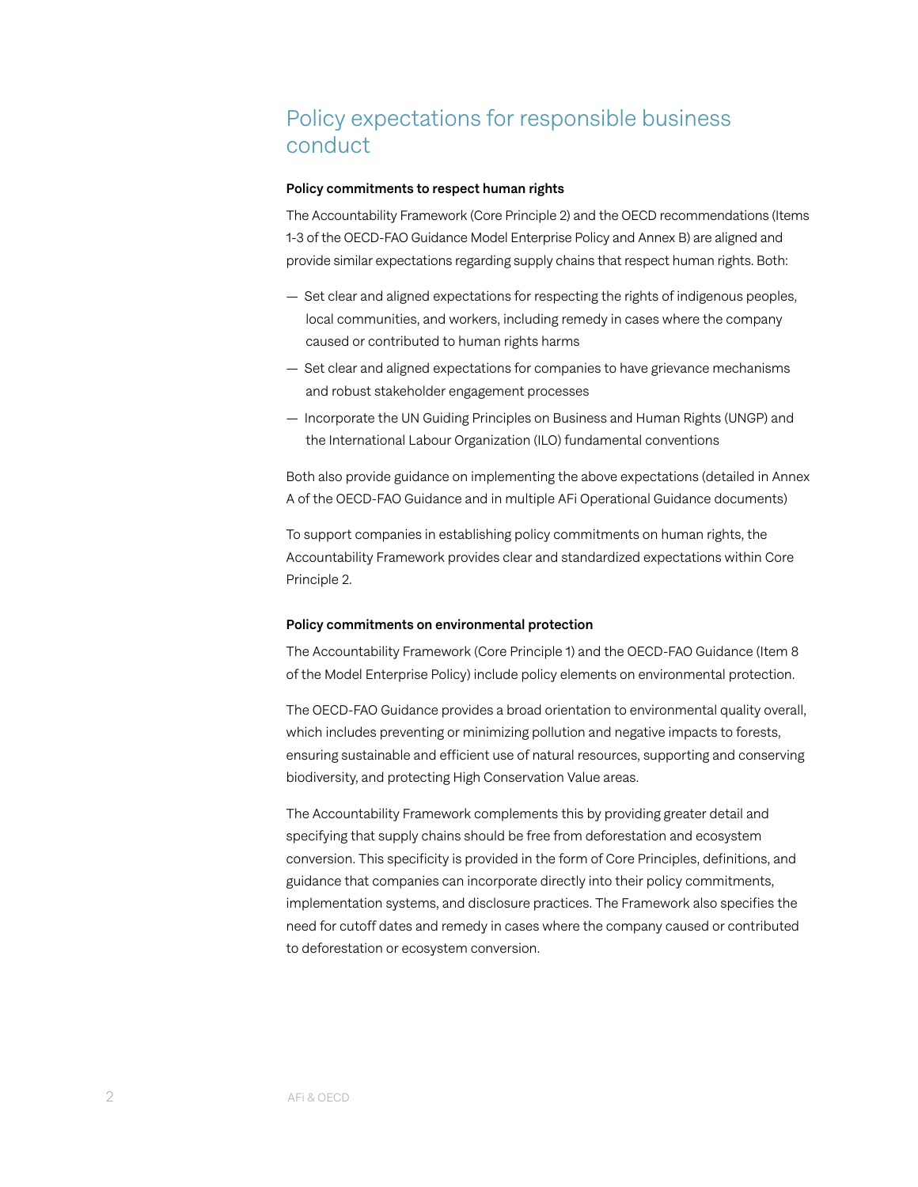## Policy expectations for responsible business conduct

**Policy commitments to respect human rights**

The Accountability Framework (Core Principle 2) and the OECD recommendations (Items 1-3 of the OECD-FAO Guidance Model Enterprise Policy and Annex B) are aligned and provide similar expectations regarding supply chains that respect human rights. Both:

- Set clear and aligned expectations for respecting the rights of indigenous peoples, local communities, and workers, including remedy in cases where the company caused or contributed to human rights harms
- Set clear and aligned expectations for companies to have grievance mechanisms and robust stakeholder engagement processes
- Incorporate the UN Guiding Principles on Business and Human Rights (UNGP) and the International Labour Organization (ILO) fundamental conventions

Both also provide guidance on implementing the above expectations (detailed in Annex A of the OECD-FAO Guidance and in multiple AFi Operational Guidance documents)

To support companies in establishing policy commitments on human rights, the Accountability Framework provides clear and standardized expectations within Core Principle 2.

**Policy commitments on environmental protection**

The Accountability Framework (Core Principle 1) and the OECD-FAO Guidance (Item 8 of the Model Enterprise Policy) include policy elements on environmental protection.

The OECD-FAO Guidance provides a broad orientation to environmental quality overall, which includes preventing or minimizing pollution and negative impacts to forests, ensuring sustainable and efficient use of natural resources, supporting and conserving biodiversity, and protecting High Conservation Value areas.

The Accountability Framework complements this by providing greater detail and specifying that supply chains should be free from deforestation and ecosystem conversion. This specificity is provided in the form of Core Principles, definitions, and guidance that companies can incorporate directly into their policy commitments, implementation systems, and disclosure practices. The Framework also specifies the need for cutoff dates and remedy in cases where the company caused or contributed to deforestation or ecosystem conversion.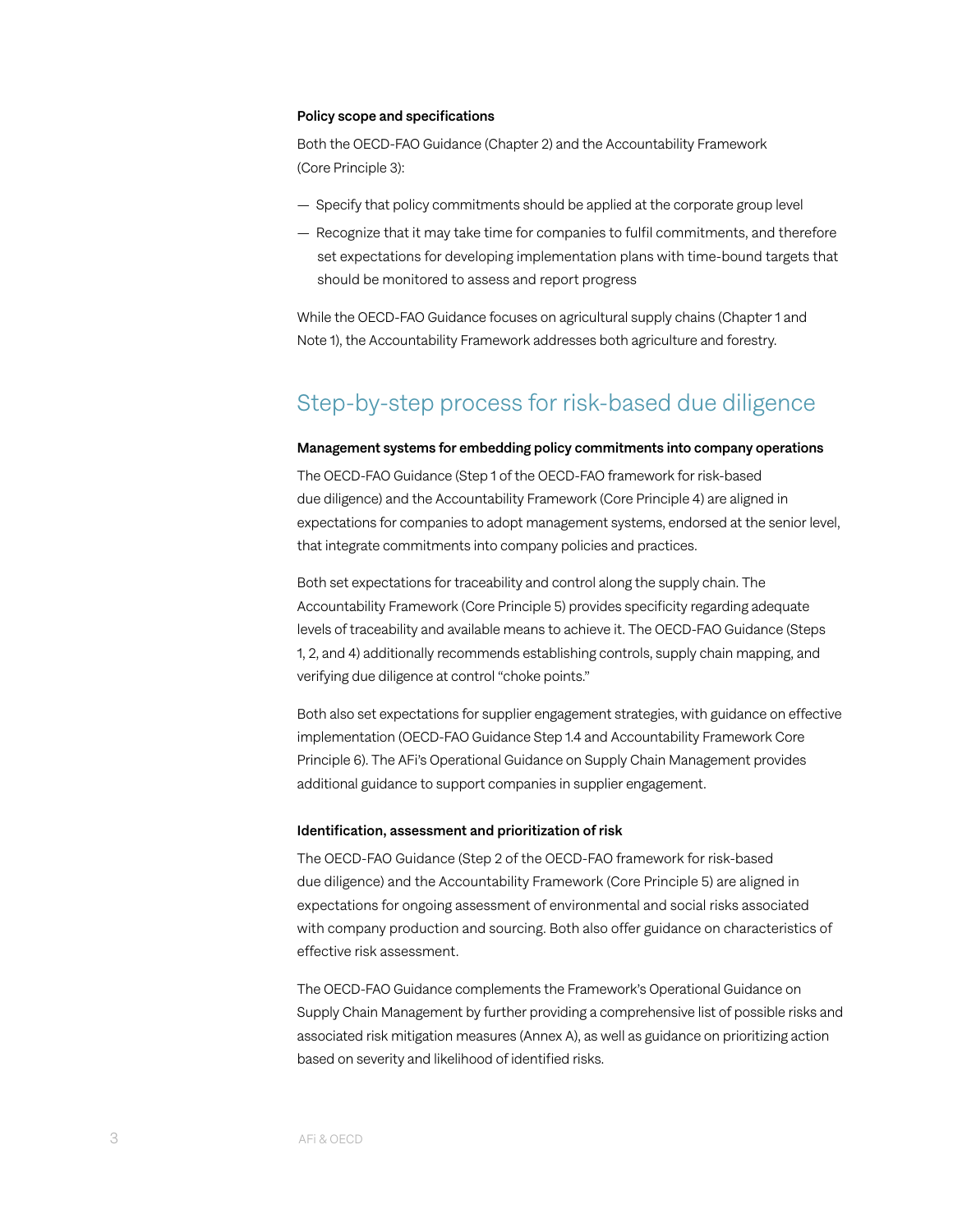#### Policy scope and specifications

Both the OECD-FAO Guidance (Chapter 2) and the Accountability Framework (Core Principle 3):

- Specify that policy commitments should be applied at the corporate group level
- Recognize that it may take time for companies to fulfil commitments, and therefore set expectations for developing implementation plans with time-bound targets that should be monitored to assess and report progress

While the OECD-FAO Guidance focuses on agricultural supply chains (Chapter 1 and Note 1), the Accountability Framework addresses both agriculture and forestry.

## Step-by-step process for risk-based due diligence

#### Management systems for embedding policy commitments into company operations

The OECD-FAO Guidance (Step 1 of the OECD-FAO framework for risk-based due diligence) and the Accountability Framework (Core Principle 4) are aligned in expectations for companies to adopt management systems, endorsed at the senior level, that integrate commitments into company policies and practices.

Both set expectations for traceability and control along the supply chain. The Accountability Framework (Core Principle 5) provides specificity regarding adequate levels of traceability and available means to achieve it. The OECD-FAO Guidance (Steps 1, 2, and 4) additionally recommends establishing controls, supply chain mapping, and verifying due diligence at control "choke points."

Both also set expectations for supplier engagement strategies, with guidance on effective implementation (OECD-FAO Guidance Step 1.4 and Accountability Framework Core Principle 6). The AFi's Operational Guidance on Supply Chain Management provides additional guidance to support companies in supplier engagement.

#### Identification, assessment and prioritization of risk

The OECD-FAO Guidance (Step 2 of the OECD-FAO framework for risk-based due diligence) and the Accountability Framework (Core Principle 5) are aligned in expectations for ongoing assessment of environmental and social risks associated with company production and sourcing. Both also offer guidance on characteristics of effective risk assessment.

The OECD-FAO Guidance complements the Framework's Operational Guidance on Supply Chain Management by further providing a comprehensive list of possible risks and associated risk mitigation measures (Annex A), as well as guidance on prioritizing action based on severity and likelihood of identified risks.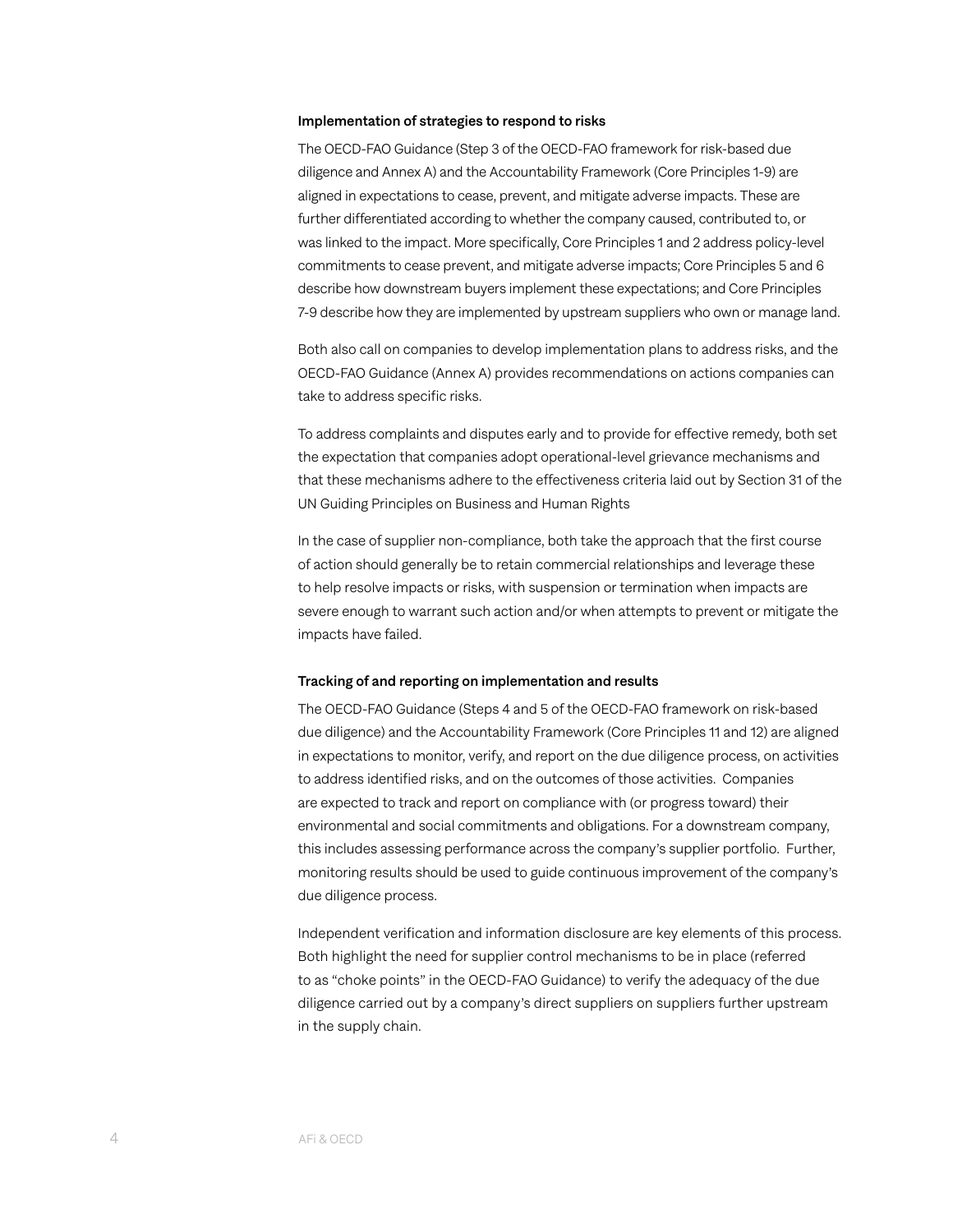### Implementation of strategies to respond to risks

The OECD-FAO Guidance (Step 3 of the OECD-FAO framework for risk-based due diligence and Annex A) and the Accountability Framework (Core Principles 1-9) are aligned in expectations to cease, prevent, and mitigate adverse impacts. These are further differentiated according to whether the company caused, contributed to, or was linked to the impact. More specifically, Core Principles 1 and 2 address policy-level commitments to cease prevent, and mitigate adverse impacts; Core Principles 5 and 6 describe how downstream buyers implement these expectations; and Core Principles 7-9 describe how they are implemented by upstream suppliers who own or manage land.

Both also call on companies to develop implementation plans to address risks, and the OECD-FAO Guidance (Annex A) provides recommendations on actions companies can take to address specific risks.

To address complaints and disputes early and to provide for effective remedy, both set the expectation that companies adopt operational-level grievance mechanisms and that these mechanisms adhere to the effectiveness criteria laid out by Section 31 of the UN Guiding Principles on Business and Human Rights

In the case of supplier non-compliance, both take the approach that the first course of action should generally be to retain commercial relationships and leverage these to help resolve impacts or risks, with suspension or termination when impacts are severe enough to warrant such action and/or when attempts to prevent or mitigate the impacts have failed.

### Tracking of and reporting on implementation and results

The OECD-FAO Guidance (Steps 4 and 5 of the OECD-FAO framework on risk-based due diligence) and the Accountability Framework (Core Principles 11 and 12) are aligned in expectations to monitor, verify, and report on the due diligence process, on activities to address identified risks, and on the outcomes of those activities. Companies are expected to track and report on compliance with (or progress toward) their environmental and social commitments and obligations. For a downstream company, this includes assessing performance across the company's supplier portfolio. Further, monitoring results should be used to guide continuous improvement of the company's due diligence process.

Independent verification and information disclosure are key elements of this process. Both highlight the need for supplier control mechanisms to be in place (referred to as "choke points" in the OECD-FAO Guidance) to verify the adequacy of the due diligence carried out by a company's direct suppliers on suppliers further upstream in the supply chain.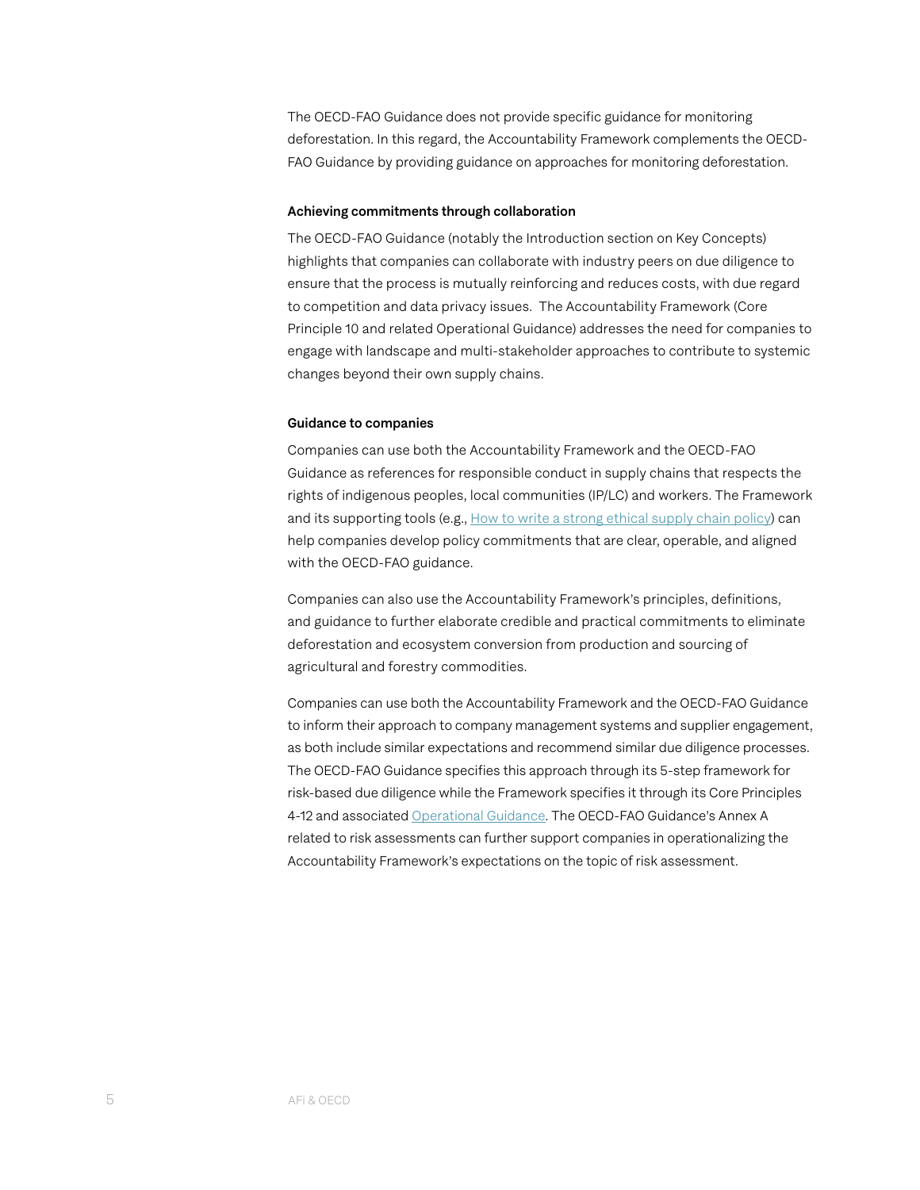The OECD-FAO Guidance does not provide specific guidance for monitoring deforestation. In this regard, the Accountability Framework complements the OECD-FAO Guidance by providing guidance on approaches for monitoring deforestation.

**Achieving commitments through collaboration**

The OECD-FAO Guidance (notably the Introduction section on Key Concepts) highlights that companies can collaborate with industry peers on due diligence to ensure that the process is mutually reinforcing and reduces costs, with due regard to competition and data privacy issues. The Accountability Framework (Core Principle 10 and related Operational Guidance) addresses the need for companies to engage with landscape and multi-stakeholder approaches to contribute to systemic changes beyond their own supply chains.

**Guidance to companies**

Companies can use both the Accountability Framework and the OECD-FAO Guidance as references for responsible conduct in supply chains that respects the rights of indigenous peoples, local communities (IP/LC) and workers. The Framework and its supporting tools (e.g., How to write a strong ethical supply chain policy) can help companies develop policy commitments that are clear, operable, and aligned with the OECD-FAO guidance.

Companies can also use the Accountability Framework's principles, definitions, and guidance to further elaborate credible and practical commitments to eliminate deforestation and ecosystem conversion from production and sourcing of agricultural and forestry commodities.

Companies can use both the Accountability Framework and the OECD-FAO Guidance to inform their approach to company management systems and supplier engagement, as both include similar expectations and recommend similar due diligence processes. The OECD-FAO Guidance specifies this approach through its 5-step framework for risk-based due diligence while the Framework specifies it through its Core Principles 4-12 and associated Operational Guidance. The OECD-FAO Guidance's Annex A related to risk assessments can further support companies in operationalizing the Accountability Framework's expectations on the topic of risk assessment.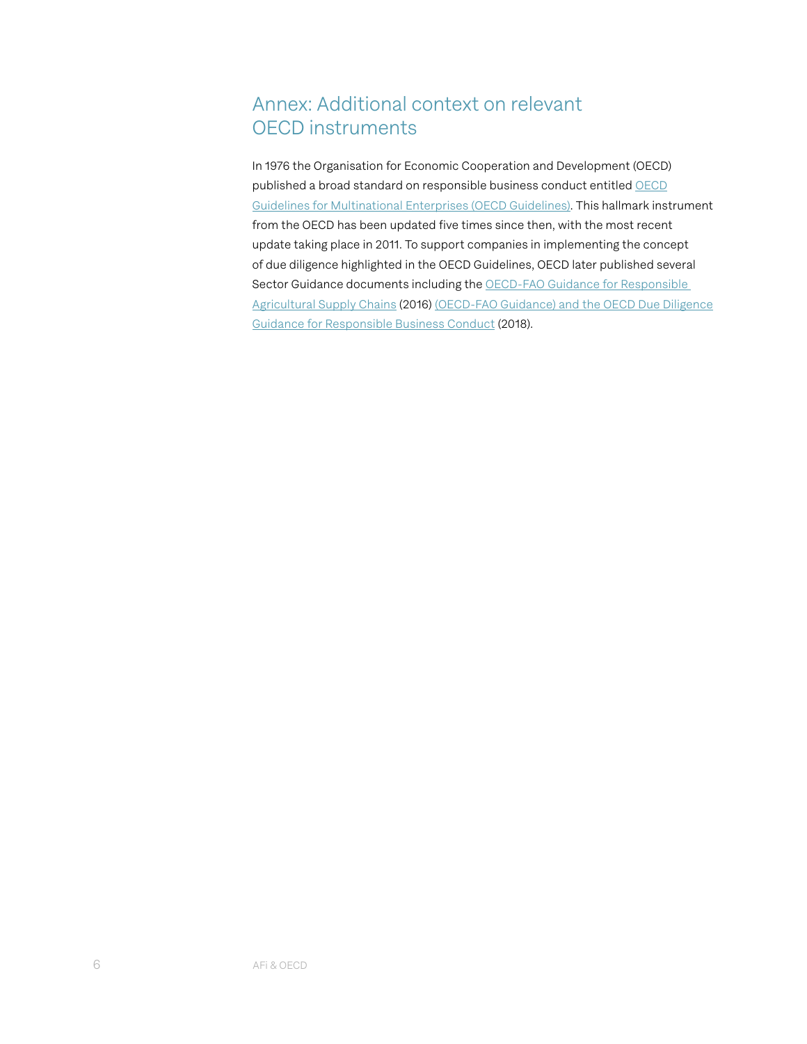# Annex: Additional context on relevant OECD instruments

In 1976 the Organisation for Economic Cooperation and Development (OECD) published a broad standard on responsible business conduct entitled OECD Guidelines for Multinational Enterprises (OECD Guidelines). This hallmark instrument from the OECD has been updated five times since then, with the most recent update taking place in 2011. To support companies in implementing the concept of due diligence highlighted in the OECD Guidelines, OECD later published several Sector Guidance documents including the OECD-FAO Guidance for Responsible Agricultural Supply Chains (2016) (OECD-FAO Guidance) and the OECD Due Diligence Guidance for Responsible Business Conduct (2018).